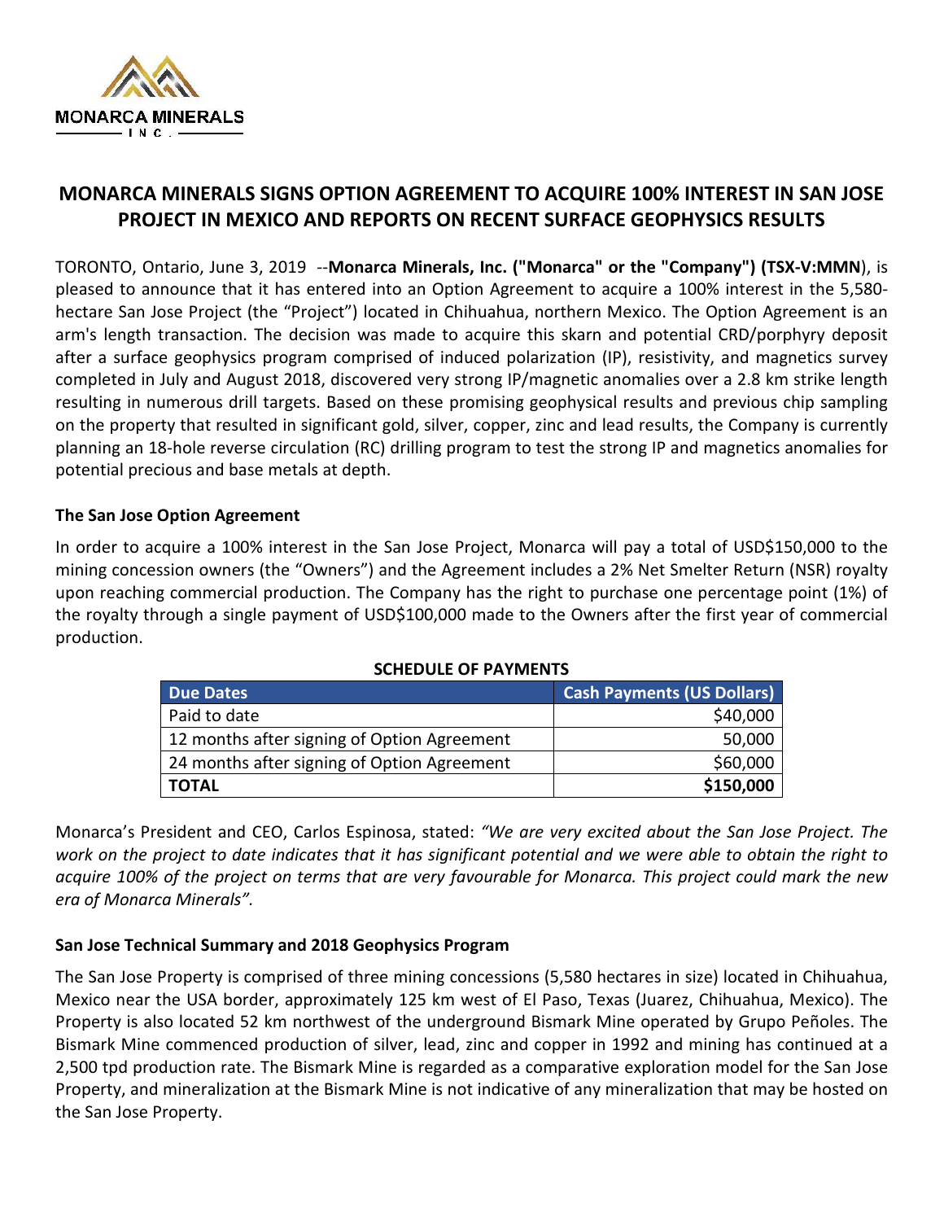MONARCA MINERALS INC.

# MONARCA MINERALS SIGNS OPTION AGREEMENT TO ACQUIRE 100% INTEREST IN SAN JOSE PROJECT IN MEXICO AND REPORTS ON RECENT SURFACE GEOPHYSICS RESULTS

TORONTO, Ontario, June 3, 2019 --**Monarca Minerals, Inc. ("Monarca" or the "Company") (TSX-V:MMN**), is pleased to announce that it has entered into an Option Agreement to acquire a 100% interest in the 5,580-hectare San Jose Project (the "Project") located in Chihuahua, northern Mexico. The Option Agreement is an arm's length transaction. The decision was made to acquire this skarn and potential CRD/porphyry deposit after a surface geophysics program comprised of induced polarization (IP), resistivity, and magnetics survey completed in July and August 2018, discovered very strong IP/magnetic anomalies over a 2.8 km strike length resulting in numerous drill targets. Based on these promising geophysical results and previous chip sampling on the property that resulted in significant gold, silver, copper, zinc and lead results, the Company is currently planning an 18-hole reverse circulation (RC) drilling program to test the strong IP and magnetics anomalies for potential precious and base metals at depth.

### The San Jose Option Agreement

In order to acquire a 100% interest in the San Jose Project, Monarca will pay a total of USD$150,000 to the mining concession owners (the "Owners") and the Agreement includes a 2% Net Smelter Return (NSR) royalty upon reaching commercial production. The Company has the right to purchase one percentage point (1%) of the royalty through a single payment of USD$100,000 made to the Owners after the first year of commercial production.

**SCHEDULE OF PAYMENTS**

| Due Dates | Cash Payments (US Dollars) |
|---|---:|
| Paid to date | $40,000 |
| 12 months after signing of Option Agreement | 50,000 |
| 24 months after signing of Option Agreement | $60,000 |
| **TOTAL** | **$150,000** |

Monarca's President and CEO, Carlos Espinosa, stated: *"We are very excited about the San Jose Project. The work on the project to date indicates that it has significant potential and we were able to obtain the right to acquire 100% of the project on terms that are very favourable for Monarca. This project could mark the new era of Monarca Minerals".*

### San Jose Technical Summary and 2018 Geophysics Program

The San Jose Property is comprised of three mining concessions (5,580 hectares in size) located in Chihuahua, Mexico near the USA border, approximately 125 km west of El Paso, Texas (Juarez, Chihuahua, Mexico). The Property is also located 52 km northwest of the underground Bismark Mine operated by Grupo Peñoles. The Bismark Mine commenced production of silver, lead, zinc and copper in 1992 and mining has continued at a 2,500 tpd production rate. The Bismark Mine is regarded as a comparative exploration model for the San Jose Property, and mineralization at the Bismark Mine is not indicative of any mineralization that may be hosted on the San Jose Property.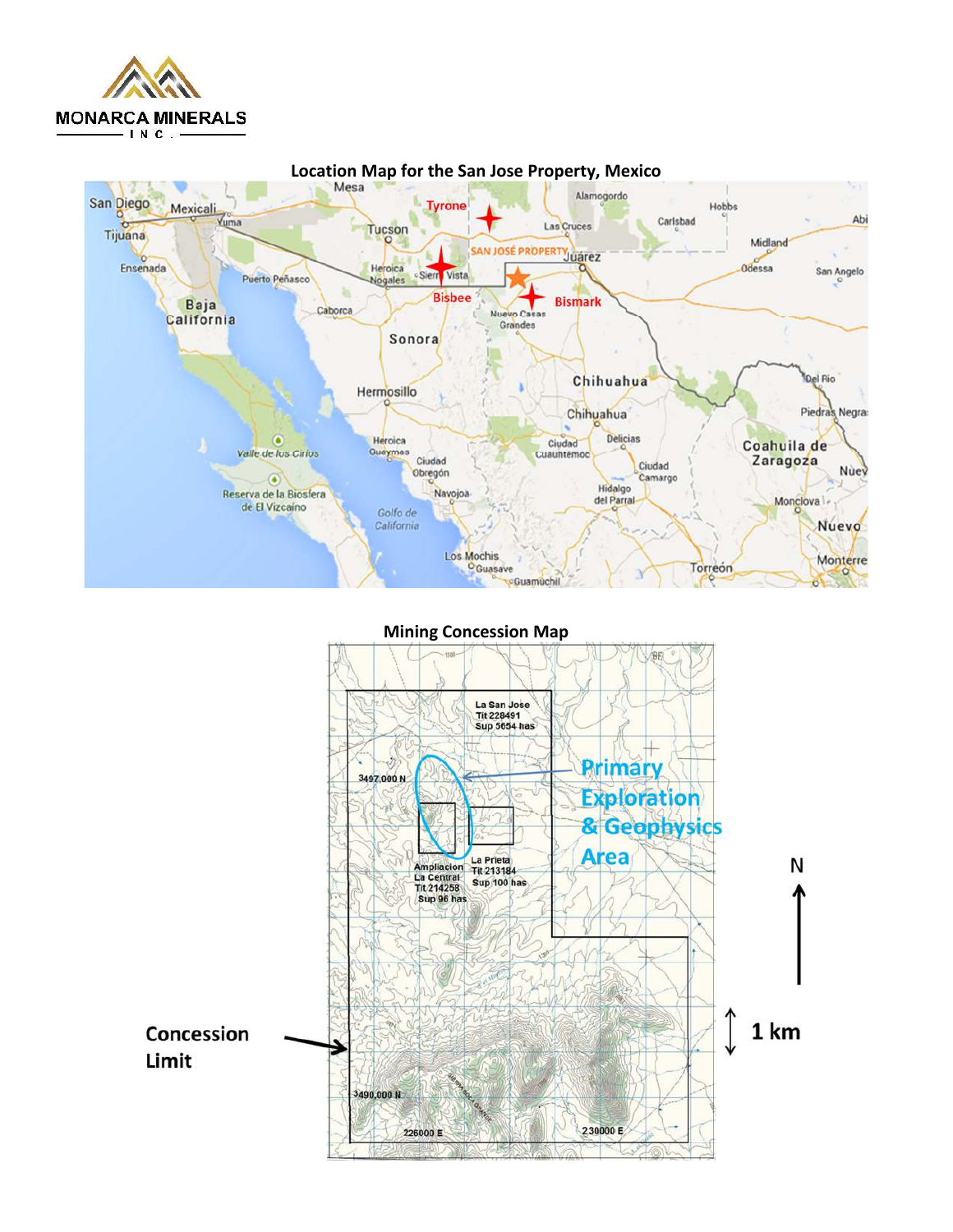## Location Map for the San Jose Property, Mexico

## Mining Concession Map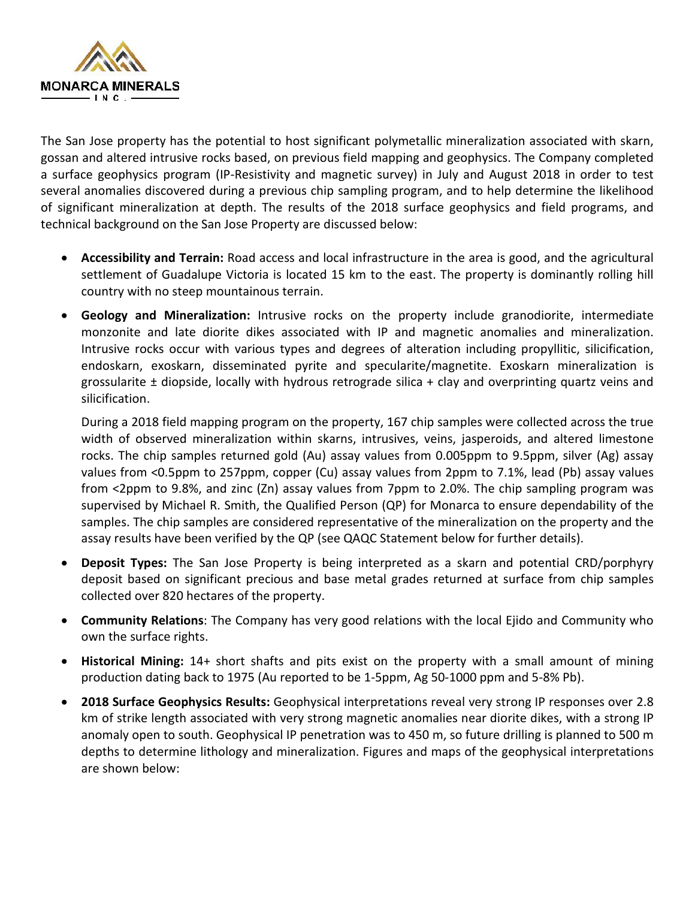The San Jose property has the potential to host significant polymetallic mineralization associated with skarn, gossan and altered intrusive rocks based, on previous field mapping and geophysics. The Company completed a surface geophysics program (IP-Resistivity and magnetic survey) in July and August 2018 in order to test several anomalies discovered during a previous chip sampling program, and to help determine the likelihood of significant mineralization at depth. The results of the 2018 surface geophysics and field programs, and technical background on the San Jose Property are discussed below:

- **Accessibility and Terrain:** Road access and local infrastructure in the area is good, and the agricultural settlement of Guadalupe Victoria is located 15 km to the east. The property is dominantly rolling hill country with no steep mountainous terrain.
- **Geology and Mineralization:** Intrusive rocks on the property include granodiorite, intermediate monzonite and late diorite dikes associated with IP and magnetic anomalies and mineralization. Intrusive rocks occur with various types and degrees of alteration including propyllitic, silicification, endoskarn, exoskarn, disseminated pyrite and specularite/magnetite. Exoskarn mineralization is grossularite ± diopside, locally with hydrous retrograde silica + clay and overprinting quartz veins and silicification.

  During a 2018 field mapping program on the property, 167 chip samples were collected across the true width of observed mineralization within skarns, intrusives, veins, jasperoids, and altered limestone rocks. The chip samples returned gold (Au) assay values from 0.005ppm to 9.5ppm, silver (Ag) assay values from <0.5ppm to 257ppm, copper (Cu) assay values from 2ppm to 7.1%, lead (Pb) assay values from <2ppm to 9.8%, and zinc (Zn) assay values from 7ppm to 2.0%. The chip sampling program was supervised by Michael R. Smith, the Qualified Person (QP) for Monarca to ensure dependability of the samples. The chip samples are considered representative of the mineralization on the property and the assay results have been verified by the QP (see QAQC Statement below for further details).
- **Deposit Types:** The San Jose Property is being interpreted as a skarn and potential CRD/porphyry deposit based on significant precious and base metal grades returned at surface from chip samples collected over 820 hectares of the property.
- **Community Relations**: The Company has very good relations with the local Ejido and Community who own the surface rights.
- **Historical Mining:** 14+ short shafts and pits exist on the property with a small amount of mining production dating back to 1975 (Au reported to be 1-5ppm, Ag 50-1000 ppm and 5-8% Pb).
- **2018 Surface Geophysics Results:** Geophysical interpretations reveal very strong IP responses over 2.8 km of strike length associated with very strong magnetic anomalies near diorite dikes, with a strong IP anomaly open to south. Geophysical IP penetration was to 450 m, so future drilling is planned to 500 m depths to determine lithology and mineralization. Figures and maps of the geophysical interpretations are shown below: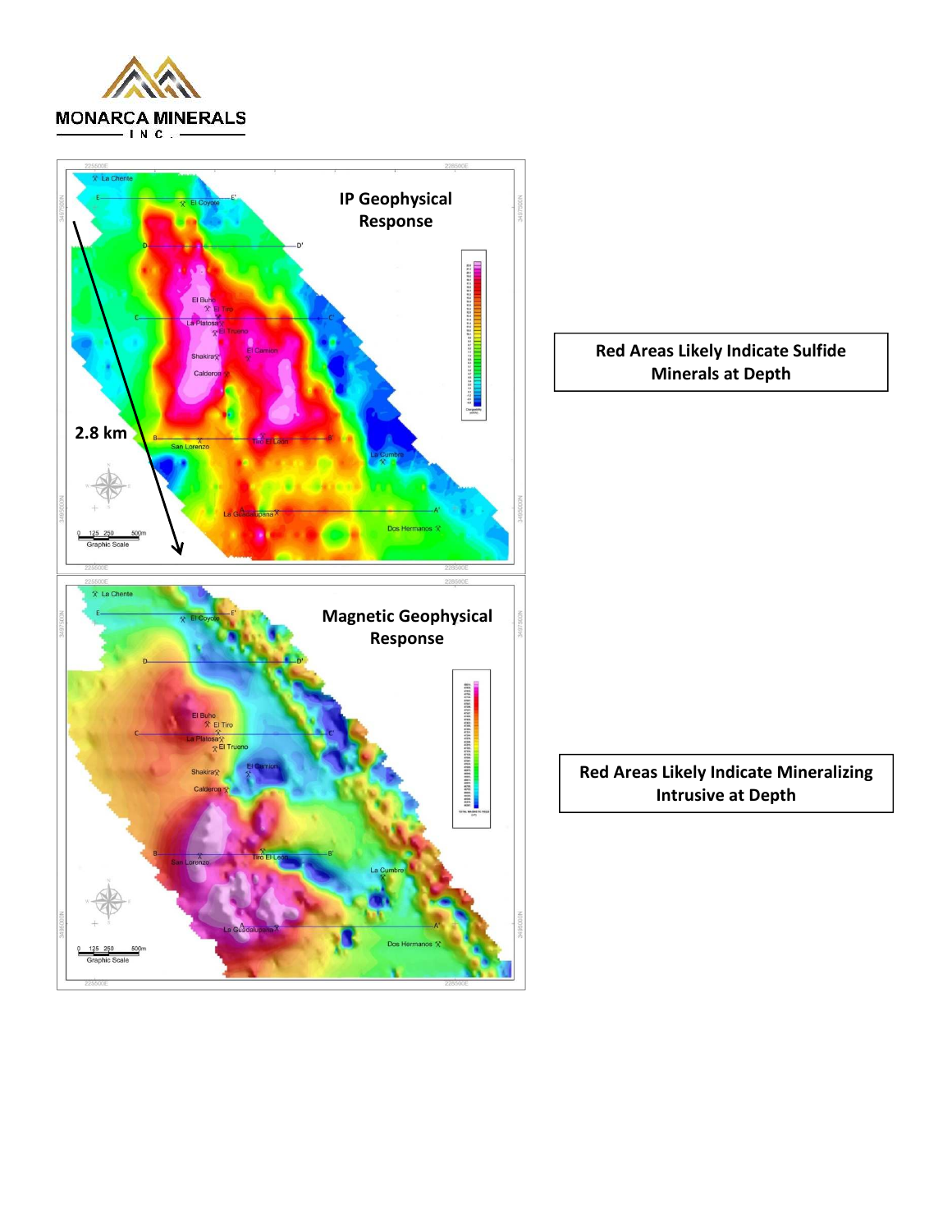**Red Areas Likely Indicate Sulfide Minerals at Depth**

**Red Areas Likely Indicate Mineralizing Intrusive at Depth**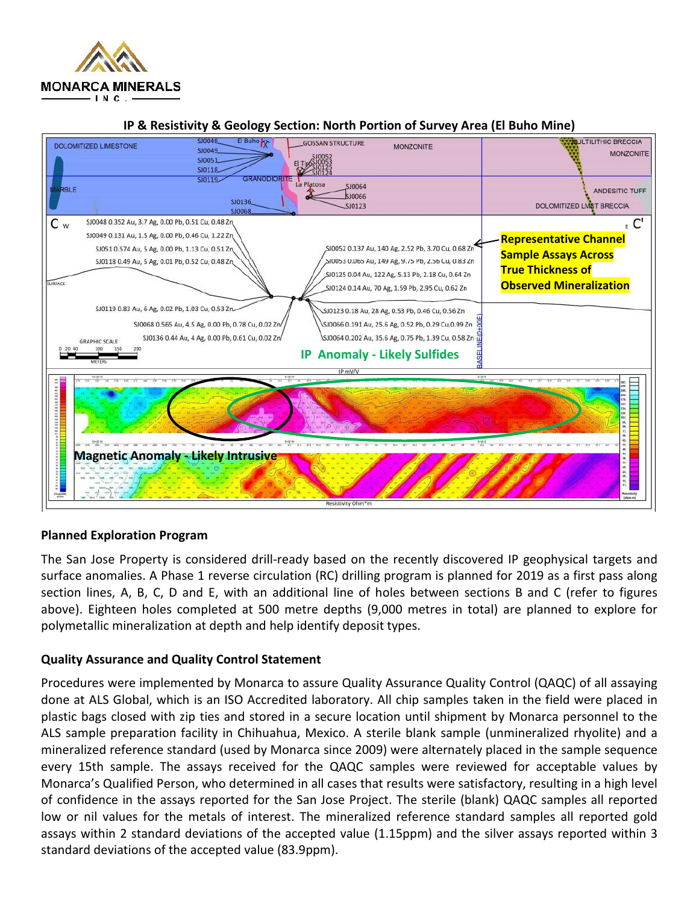## IP & Resistivity & Geology Section: North Portion of Survey Area (El Buho Mine)

DOLOMITIZED LIMESTONE

MARBLE

GOSSAN STRUCTURE

MONZONITE

GRANODIORITE

MULTILITHIC BRECCIA

ANDESITIC TUFF

DOLOMITIZED LMST BRECCIA

C W — E C'

SJ0048 0.352 Au, 3.7 Ag, 0.00 Pb, 0.51 Cu, 0.48 Zn
SJ0049 0.131 Au, 1.5 Ag, 0.00 Pb, 0.46 Cu, 1.22 Zn
SJ0051 0.574 Au, 5 Ag, 0.00 Pb, 1.13 Cu, 0.51 Zn
SJ0118 0.49 Au, 5 Ag, 0.01 Pb, 0.52 Cu, 0.48 Zn
SJ0119 0.83 Au, 6 Ag, 0.02 Pb, 1.03 Cu, 0.53 Zn
SJ0068 0.565 Au, 4.5 Ag, 0.00 Pb, 0.78 Cu, 0.02 Zn
SJ0136 0.44 Au, 4 Ag, 0.00 Pb, 0.61 Cu, 0.02 Zn

SJ0052 0.137 Au, 140 Ag, 2.52 Pb, 3.70 Cu, 0.68 Zn
SJ0053 0.065 Au, 149 Ag, 9.75 Pb, 2.56 Cu, 0.83 Zn
SJ0125 0.04 Au, 122 Ag, 5.13 Pb, 2.18 Cu, 0.64 Zn
SJ0124 0.14 Au, 70 Ag, 1.59 Pb, 2.95 Cu, 0.62 Zn
SJ0123 0.18 Au, 28 Ag, 0.53 Pb, 0.46 Cu, 0.56 Zn
SJ0066 0.191 Au, 25.6 Ag, 0.52 Pb, 0.29 Cu, 0.99 Zn
SJ0064 0.202 Au, 35.6 Ag, 0.75 Pb, 1.39 Cu, 0.58 Zn

**Representative Channel Sample Assays Across True Thickness of Observed Mineralization**

**IP Anomaly - Likely Sulfides**

**Magnetic Anomaly - Likely Intrusive**

### Planned Exploration Program

The San Jose Property is considered drill-ready based on the recently discovered IP geophysical targets and surface anomalies. A Phase 1 reverse circulation (RC) drilling program is planned for 2019 as a first pass along section lines, A, B, C, D and E, with an additional line of holes between sections B and C (refer to figures above). Eighteen holes completed at 500 metre depths (9,000 metres in total) are planned to explore for polymetallic mineralization at depth and help identify deposit types.

### Quality Assurance and Quality Control Statement

Procedures were implemented by Monarca to assure Quality Assurance Quality Control (QAQC) of all assaying done at ALS Global, which is an ISO Accredited laboratory. All chip samples taken in the field were placed in plastic bags closed with zip ties and stored in a secure location until shipment by Monarca personnel to the ALS sample preparation facility in Chihuahua, Mexico. A sterile blank sample (unmineralized rhyolite) and a mineralized reference standard (used by Monarca since 2009) were alternately placed in the sample sequence every 15th sample. The assays received for the QAQC samples were reviewed for acceptable values by Monarca's Qualified Person, who determined in all cases that results were satisfactory, resulting in a high level of confidence in the assays reported for the San Jose Project. The sterile (blank) QAQC samples all reported low or nil values for the metals of interest. The mineralized reference standard samples all reported gold assays within 2 standard deviations of the accepted value (1.15ppm) and the silver assays reported within 3 standard deviations of the accepted value (83.9ppm).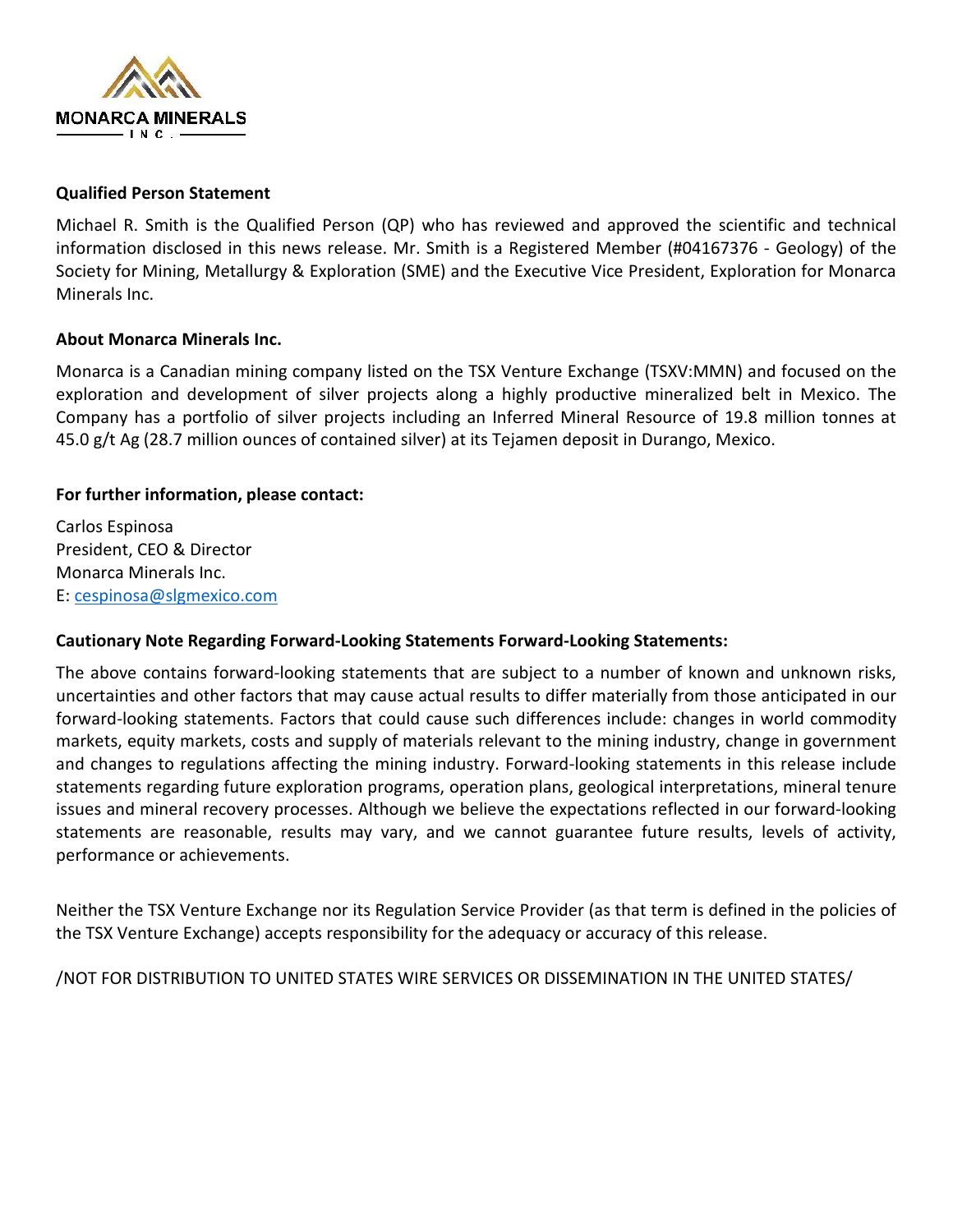**Qualified Person Statement**

Michael R. Smith is the Qualified Person (QP) who has reviewed and approved the scientific and technical information disclosed in this news release. Mr. Smith is a Registered Member (#04167376 - Geology) of the Society for Mining, Metallurgy & Exploration (SME) and the Executive Vice President, Exploration for Monarca Minerals Inc.

**About Monarca Minerals Inc.**

Monarca is a Canadian mining company listed on the TSX Venture Exchange (TSXV:MMN) and focused on the exploration and development of silver projects along a highly productive mineralized belt in Mexico. The Company has a portfolio of silver projects including an Inferred Mineral Resource of 19.8 million tonnes at 45.0 g/t Ag (28.7 million ounces of contained silver) at its Tejamen deposit in Durango, Mexico.

**For further information, please contact:**

Carlos Espinosa
President, CEO & Director
Monarca Minerals Inc.
E: cespinosa@slgmexico.com

**Cautionary Note Regarding Forward-Looking Statements Forward-Looking Statements:**

The above contains forward-looking statements that are subject to a number of known and unknown risks, uncertainties and other factors that may cause actual results to differ materially from those anticipated in our forward-looking statements. Factors that could cause such differences include: changes in world commodity markets, equity markets, costs and supply of materials relevant to the mining industry, change in government and changes to regulations affecting the mining industry. Forward-looking statements in this release include statements regarding future exploration programs, operation plans, geological interpretations, mineral tenure issues and mineral recovery processes. Although we believe the expectations reflected in our forward-looking statements are reasonable, results may vary, and we cannot guarantee future results, levels of activity, performance or achievements.

Neither the TSX Venture Exchange nor its Regulation Service Provider (as that term is defined in the policies of the TSX Venture Exchange) accepts responsibility for the adequacy or accuracy of this release.

/NOT FOR DISTRIBUTION TO UNITED STATES WIRE SERVICES OR DISSEMINATION IN THE UNITED STATES/